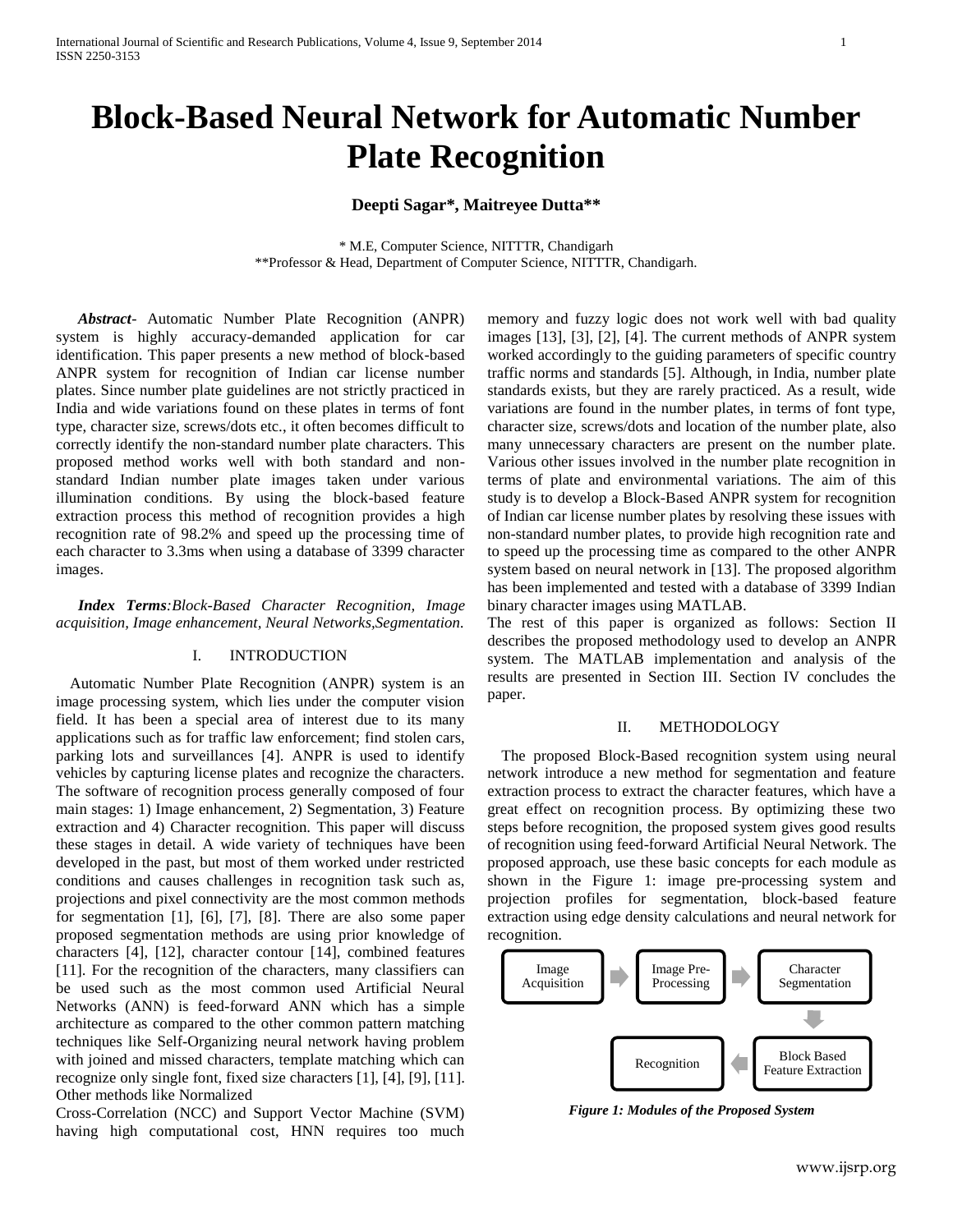# Block-Based Neural Network for Automatic Number Plate Recognition

**Deepti Sagar\*, Maitreyee Dutta\*\***

\* M.E, Computer Science, NITTTR, Chandigarh
\*\*Professor & Head, Department of Computer Science, NITTTR, Chandigarh.

***Abstract***- Automatic Number Plate Recognition (ANPR) system is highly accuracy-demanded application for car identification. This paper presents a new method of block-based ANPR system for recognition of Indian car license number plates. Since number plate guidelines are not strictly practiced in India and wide variations found on these plates in terms of font type, character size, screws/dots etc., it often becomes difficult to correctly identify the non-standard number plate characters. This proposed method works well with both standard and non-standard Indian number plate images taken under various illumination conditions. By using the block-based feature extraction process this method of recognition provides a high recognition rate of 98.2% and speed up the processing time of each character to 3.3ms when using a database of 3399 character images.

***Index Terms****:Block-Based Character Recognition, Image acquisition, Image enhancement, Neural Networks,Segmentation.*

## I. INTRODUCTION

Automatic Number Plate Recognition (ANPR) system is an image processing system, which lies under the computer vision field. It has been a special area of interest due to its many applications such as for traffic law enforcement; find stolen cars, parking lots and surveillances [4]. ANPR is used to identify vehicles by capturing license plates and recognize the characters. The software of recognition process generally composed of four main stages: 1) Image enhancement, 2) Segmentation, 3) Feature extraction and 4) Character recognition. This paper will discuss these stages in detail. A wide variety of techniques have been developed in the past, but most of them worked under restricted conditions and causes challenges in recognition task such as, projections and pixel connectivity are the most common methods for segmentation [1], [6], [7], [8]. There are also some paper proposed segmentation methods are using prior knowledge of characters [4], [12], character contour [14], combined features [11]. For the recognition of the characters, many classifiers can be used such as the most common used Artificial Neural Networks (ANN) is feed-forward ANN which has a simple architecture as compared to the other common pattern matching techniques like Self-Organizing neural network having problem with joined and missed characters, template matching which can recognize only single font, fixed size characters [1], [4], [9], [11]. Other methods like Normalized
Cross-Correlation (NCC) and Support Vector Machine (SVM) having high computational cost, HNN requires too much memory and fuzzy logic does not work well with bad quality images [13], [3], [2], [4]. The current methods of ANPR system worked accordingly to the guiding parameters of specific country traffic norms and standards [5]. Although, in India, number plate standards exists, but they are rarely practiced. As a result, wide variations are found in the number plates, in terms of font type, character size, screws/dots and location of the number plate, also many unnecessary characters are present on the number plate. Various other issues involved in the number plate recognition in terms of plate and environmental variations. The aim of this study is to develop a Block-Based ANPR system for recognition of Indian car license number plates by resolving these issues with non-standard number plates, to provide high recognition rate and to speed up the processing time as compared to the other ANPR system based on neural network in [13]. The proposed algorithm has been implemented and tested with a database of 3399 Indian binary character images using MATLAB.

The rest of this paper is organized as follows: Section II describes the proposed methodology used to develop an ANPR system. The MATLAB implementation and analysis of the results are presented in Section III. Section IV concludes the paper.

## II. METHODOLOGY

The proposed Block-Based recognition system using neural network introduce a new method for segmentation and feature extraction process to extract the character features, which have a great effect on recognition process. By optimizing these two steps before recognition, the proposed system gives good results of recognition using feed-forward Artificial Neural Network. The proposed approach, use these basic concepts for each module as shown in the Figure 1: image pre-processing system and projection profiles for segmentation, block-based feature extraction using edge density calculations and neural network for recognition.

Image Acquisition → Image Pre-Processing → Character Segmentation → Block Based Feature Extraction → Recognition

*Figure 1: Modules of the Proposed System*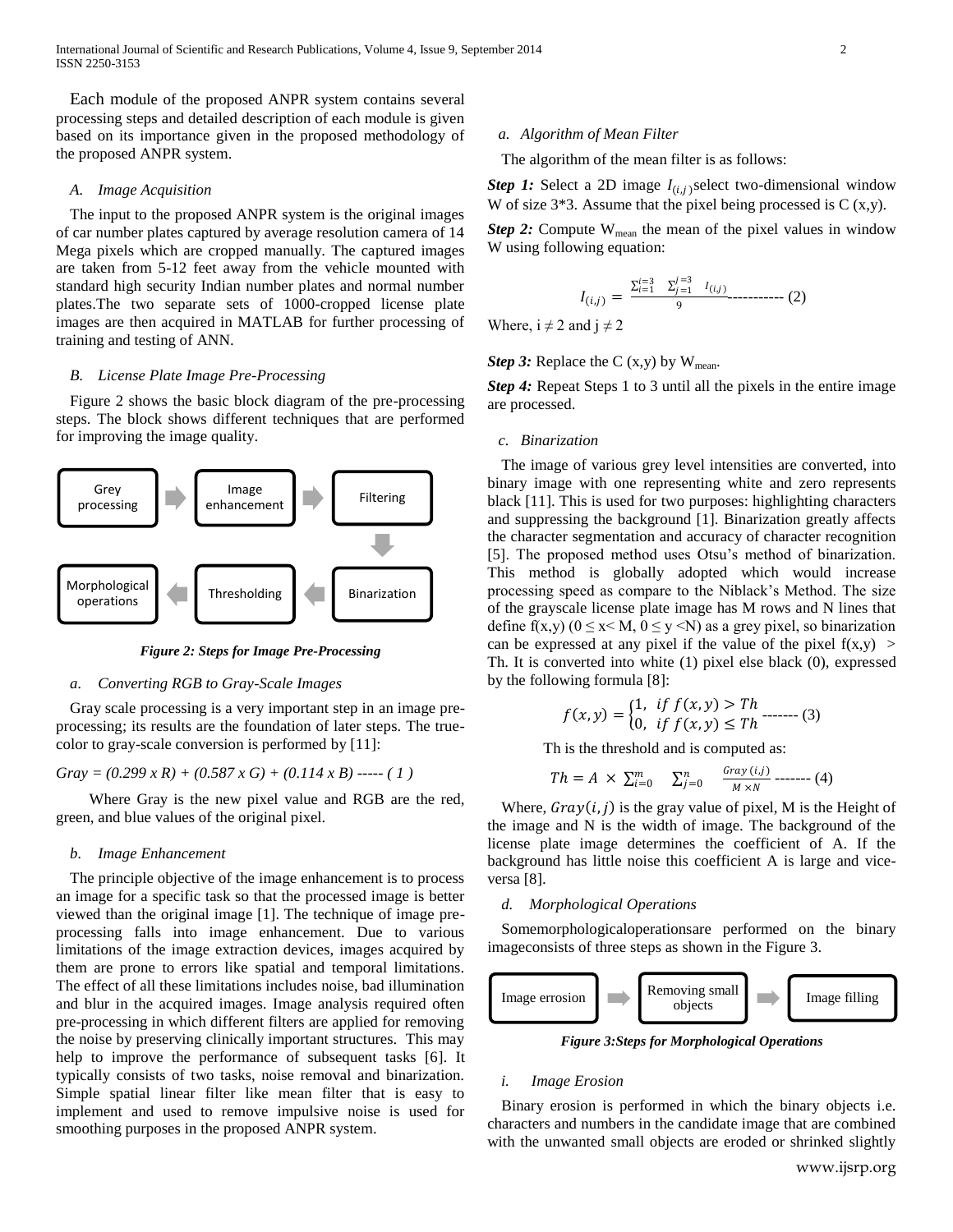Each module of the proposed ANPR system contains several processing steps and detailed description of each module is given based on its importance given in the proposed methodology of the proposed ANPR system.

### A. Image Acquisition

The input to the proposed ANPR system is the original images of car number plates captured by average resolution camera of 14 Mega pixels which are cropped manually. The captured images are taken from 5-12 feet away from the vehicle mounted with standard high security Indian number plates and normal number plates.The two separate sets of 1000-cropped license plate images are then acquired in MATLAB for further processing of training and testing of ANN.

### B. License Plate Image Pre-Processing

Figure 2 shows the basic block diagram of the pre-processing steps. The block shows different techniques that are performed for improving the image quality.

Grey processing → Image enhancement → Filtering → Binarization → Thresholding → Morphological operations

***Figure 2: Steps for Image Pre-Processing***

#### a. Converting RGB to Gray-Scale Images

Gray scale processing is a very important step in an image pre-processing; its results are the foundation of later steps. The true-color to gray-scale conversion is performed by [11]:

*Gray = (0.299 x R) + (0.587 x G) + (0.114 x B) ----- ( 1 )*

Where Gray is the new pixel value and RGB are the red, green, and blue values of the original pixel.

#### b. Image Enhancement

The principle objective of the image enhancement is to process an image for a specific task so that the processed image is better viewed than the original image [1]. The technique of image pre-processing falls into image enhancement. Due to various limitations of the image extraction devices, images acquired by them are prone to errors like spatial and temporal limitations. The effect of all these limitations includes noise, bad illumination and blur in the acquired images. Image analysis required often pre-processing in which different filters are applied for removing the noise by preserving clinically important structures. This may help to improve the performance of subsequent tasks [6]. It typically consists of two tasks, noise removal and binarization. Simple spatial linear filter like mean filter that is easy to implement and used to remove impulsive noise is used for smoothing purposes in the proposed ANPR system.

#### a. Algorithm of Mean Filter

The algorithm of the mean filter is as follows:

***Step 1:*** Select a 2D image $I_{(i,j)}$select two-dimensional window W of size 3*3. Assume that the pixel being processed is C (x,y).

***Step 2:*** Compute $W_{mean}$ the mean of the pixel values in window W using following equation:

$$I_{(i,j)} = \frac{\sum_{i=1}^{i=3} \sum_{j=1}^{j=3} I_{(i,j)}}{9} \text{----------- (2)}$$

Where, i ≠ 2 and j ≠ 2

***Step 3:*** Replace the C (x,y) by $W_{mean}$.

***Step 4:*** Repeat Steps 1 to 3 until all the pixels in the entire image are processed.

#### c. Binarization

The image of various grey level intensities are converted, into binary image with one representing white and zero represents black [11]. This is used for two purposes: highlighting characters and suppressing the background [1]. Binarization greatly affects the character segmentation and accuracy of character recognition [5]. The proposed method uses Otsu's method of binarization. This method is globally adopted which would increase processing speed as compare to the Niblack's Method. The size of the grayscale license plate image has M rows and N lines that define f(x,y) ($0 \le x < M$, $0 \le y < N$) as a grey pixel, so binarization can be expressed at any pixel if the value of the pixel f(x,y) > Th. It is converted into white (1) pixel else black (0), expressed by the following formula [8]:

$$f(x,y) = \begin{cases} 1, & if\ f(x,y) > Th \\ 0, & if\ f(x,y) \le Th \end{cases} \text{------- (3)}$$

Th is the threshold and is computed as:

$$Th = A \times \sum_{i=0}^{m} \sum_{j=0}^{n} \frac{Gray\,(i,j)}{M \times N} \text{------- (4)}$$

Where, $Gray(i,j)$ is the gray value of pixel, M is the Height of the image and N is the width of image. The background of the license plate image determines the coefficient of A. If the background has little noise this coefficient A is large and vice-versa [8].

#### d. Morphological Operations

Somemorphologicaloperationsare performed on the binary imageconsists of three steps as shown in the Figure 3.

Image errosion → Removing small objects → Image filling

***Figure 3:Steps for Morphological Operations***

##### i. Image Erosion

Binary erosion is performed in which the binary objects i.e. characters and numbers in the candidate image that are combined with the unwanted small objects are eroded or shrinked slightly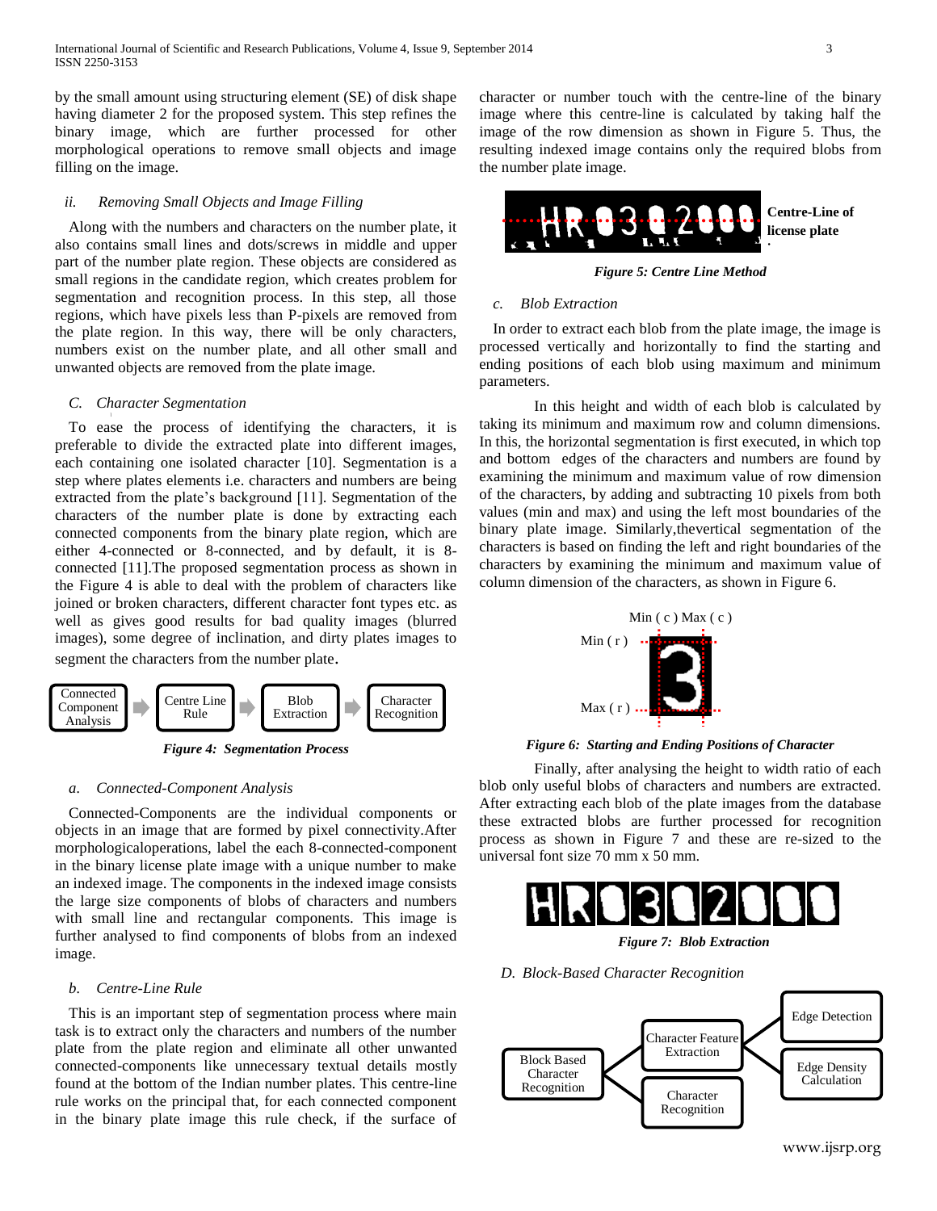by the small amount using structuring element (SE) of disk shape having diameter 2 for the proposed system. This step refines the binary image, which are further processed for other morphological operations to remove small objects and image filling on the image.

*ii. Removing Small Objects and Image Filling*

Along with the numbers and characters on the number plate, it also contains small lines and dots/screws in middle and upper part of the number plate region. These objects are considered as small regions in the candidate region, which creates problem for segmentation and recognition process. In this step, all those regions, which have pixels less than P-pixels are removed from the plate region. In this way, there will be only characters, numbers exist on the number plate, and all other small and unwanted objects are removed from the plate image.

### C. Character Segmentation

To ease the process of identifying the characters, it is preferable to divide the extracted plate into different images, each containing one isolated character [10]. Segmentation is a step where plates elements i.e. characters and numbers are being extracted from the plate's background [11]. Segmentation of the characters of the number plate is done by extracting each connected components from the binary plate region, which are either 4-connected or 8-connected, and by default, it is 8-connected [11].The proposed segmentation process as shown in the Figure 4 is able to deal with the problem of characters like joined or broken characters, different character font types etc. as well as gives good results for bad quality images (blurred images), some degree of inclination, and dirty plates images to segment the characters from the number plate.

Connected Component Analysis → Centre Line Rule → Blob Extraction → Character Recognition

***Figure 4: Segmentation Process***

*a. Connected-Component Analysis*

Connected-Components are the individual components or objects in an image that are formed by pixel connectivity.After morphologicaloperations, label the each 8-connected-component in the binary license plate image with a unique number to make an indexed image. The components in the indexed image consists the large size components of blobs of characters and numbers with small line and rectangular components. This image is further analysed to find components of blobs from an indexed image.

*b. Centre-Line Rule*

This is an important step of segmentation process where main task is to extract only the characters and numbers of the number plate from the plate region and eliminate all other unwanted connected-components like unnecessary textual details mostly found at the bottom of the Indian number plates. This centre-line rule works on the principal that, for each connected component in the binary plate image this rule check, if the surface of character or number touch with the centre-line of the binary image where this centre-line is calculated by taking half the image of the row dimension as shown in Figure 5. Thus, the resulting indexed image contains only the required blobs from the number plate image.

**Centre-Line of license plate**

***Figure 5: Centre Line Method***

*c. Blob Extraction*

In order to extract each blob from the plate image, the image is processed vertically and horizontally to find the starting and ending positions of each blob using maximum and minimum parameters.

In this height and width of each blob is calculated by taking its minimum and maximum row and column dimensions. In this, the horizontal segmentation is first executed, in which top and bottom edges of the characters and numbers are found by examining the minimum and maximum value of row dimension of the characters, by adding and subtracting 10 pixels from both values (min and max) and using the left most boundaries of the binary plate image. Similarly,thevertical segmentation of the characters is based on finding the left and right boundaries of the characters by examining the minimum and maximum value of column dimension of the characters, as shown in Figure 6.

Min ( c ) Max ( c )
Min ( r )
Max ( r )

***Figure 6: Starting and Ending Positions of Character***

Finally, after analysing the height to width ratio of each blob only useful blobs of characters and numbers are extracted. After extracting each blob of the plate images from the database these extracted blobs are further processed for recognition process as shown in Figure 7 and these are re-sized to the universal font size 70 mm x 50 mm.

***Figure 7: Blob Extraction***

### D. Block-Based Character Recognition

Block Based Character Recognition → Character Feature Extraction (→ Edge Detection, Edge Density Calculation); Character Recognition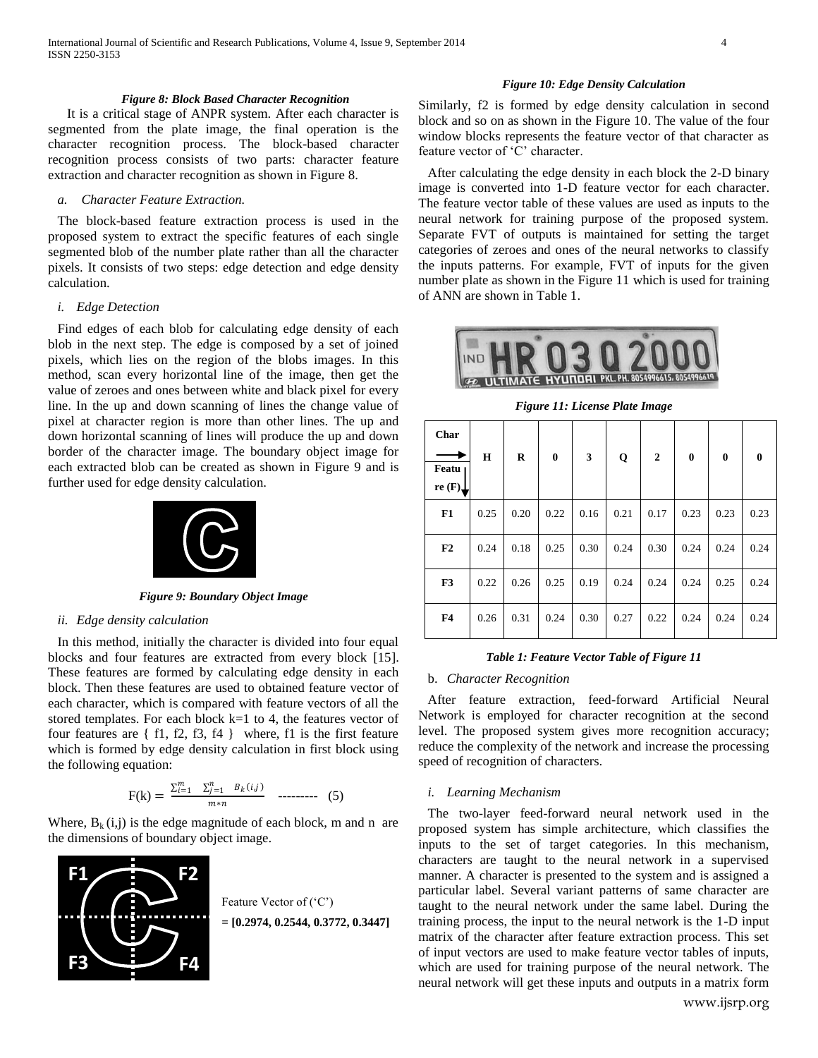*Figure 8: Block Based Character Recognition*

It is a critical stage of ANPR system. After each character is segmented from the plate image, the final operation is the character recognition process. The block-based character recognition process consists of two parts: character feature extraction and character recognition as shown in Figure 8.

### *a. Character Feature Extraction.*

The block-based feature extraction process is used in the proposed system to extract the specific features of each single segmented blob of the number plate rather than all the character pixels. It consists of two steps: edge detection and edge density calculation.

#### *i. Edge Detection*

Find edges of each blob for calculating edge density of each blob in the next step. The edge is composed by a set of joined pixels, which lies on the region of the blobs images. In this method, scan every horizontal line of the image, then get the value of zeroes and ones between white and black pixel for every line. In the up and down scanning of lines the change value of pixel at character region is more than other lines. The up and down horizontal scanning of lines will produce the up and down border of the character image. The boundary object image for each extracted blob can be created as shown in Figure 9 and is further used for edge density calculation.

*Figure 9: Boundary Object Image*

#### *ii. Edge density calculation*

In this method, initially the character is divided into four equal blocks and four features are extracted from every block [15]. These features are formed by calculating edge density in each block. Then these features are used to obtained feature vector of each character, which is compared with feature vectors of all the stored templates. For each block k=1 to 4, the features vector of four features are { f1, f2, f3, f4 } where, f1 is the first feature which is formed by edge density calculation in first block using the following equation:

$$F(k) = \frac{\sum_{i=1}^{m} \sum_{j=1}^{n} B_k(i,j)}{m*n} \quad \text{---------} \quad (5)$$

Where, $B_k(i,j)$ is the edge magnitude of each block, m and n are the dimensions of boundary object image.

Feature Vector of ('C')
**= [0.2974, 0.2544, 0.3772, 0.3447]**

*Figure 10: Edge Density Calculation*

Similarly, f2 is formed by edge density calculation in second block and so on as shown in the Figure 10. The value of the four window blocks represents the feature vector of that character as feature vector of 'C' character.

After calculating the edge density in each block the 2-D binary image is converted into 1-D feature vector for each character. The feature vector table of these values are used as inputs to the neural network for training purpose of the proposed system. Separate FVT of outputs is maintained for setting the target categories of zeroes and ones of the neural networks to classify the inputs patterns. For example, FVT of inputs for the given number plate as shown in the Figure 11 which is used for training of ANN are shown in Table 1.

*Figure 11: License Plate Image*

| Char → / Feature (F) ↓ | H | R | 0 | 3 | Q | 2 | 0 | 0 | 0 |
|---|---|---|---|---|---|---|---|---|---|
| **F1** | 0.25 | 0.20 | 0.22 | 0.16 | 0.21 | 0.17 | 0.23 | 0.23 | 0.23 |
| **F2** | 0.24 | 0.18 | 0.25 | 0.30 | 0.24 | 0.30 | 0.24 | 0.24 | 0.24 |
| **F3** | 0.22 | 0.26 | 0.25 | 0.19 | 0.24 | 0.24 | 0.24 | 0.25 | 0.24 |
| **F4** | 0.26 | 0.31 | 0.24 | 0.30 | 0.27 | 0.22 | 0.24 | 0.24 | 0.24 |

*Table 1: Feature Vector Table of Figure 11*

### b. *Character Recognition*

After feature extraction, feed-forward Artificial Neural Network is employed for character recognition at the second level. The proposed system gives more recognition accuracy; reduce the complexity of the network and increase the processing speed of recognition of characters.

#### *i. Learning Mechanism*

The two-layer feed-forward neural network used in the proposed system has simple architecture, which classifies the inputs to the set of target categories. In this mechanism, characters are taught to the neural network in a supervised manner. A character is presented to the system and is assigned a particular label. Several variant patterns of same character are taught to the neural network under the same label. During the training process, the input to the neural network is the 1-D input matrix of the character after feature extraction process. This set of input vectors are used to make feature vector tables of inputs, which are used for training purpose of the neural network. The neural network will get these inputs and outputs in a matrix form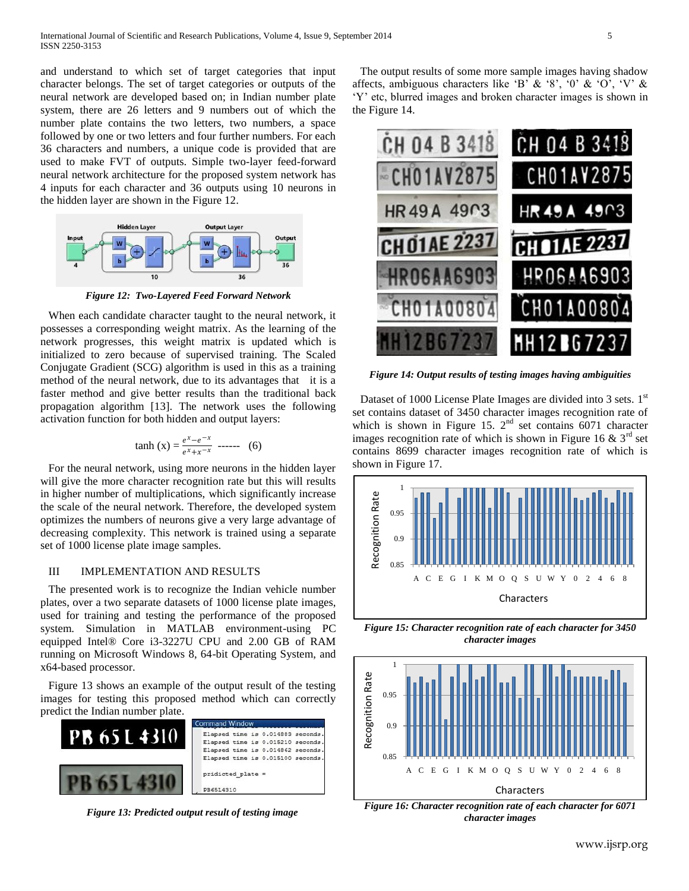and understand to which set of target categories that input character belongs. The set of target categories or outputs of the neural network are developed based on; in Indian number plate system, there are 26 letters and 9 numbers out of which the number plate contains the two letters, two numbers, a space followed by one or two letters and four further numbers. For each 36 characters and numbers, a unique code is provided that are used to make FVT of outputs. Simple two-layer feed-forward neural network architecture for the proposed system network has 4 inputs for each character and 36 outputs using 10 neurons in the hidden layer are shown in the Figure 12.

***Figure 12: Two-Layered Feed Forward Network***

When each candidate character taught to the neural network, it possesses a corresponding weight matrix. As the learning of the network progresses, this weight matrix is updated which is initialized to zero because of supervised training. The Scaled Conjugate Gradient (SCG) algorithm is used in this as a training method of the neural network, due to its advantages that it is a faster method and give better results than the traditional back propagation algorithm [13]. The network uses the following activation function for both hidden and output layers:

$$\tanh(x) = \frac{e^{x} - e^{-x}}{e^{x} + x^{-x}} \quad \text{------} \quad (6)$$

For the neural network, using more neurons in the hidden layer will give the more character recognition rate but this will results in higher number of multiplications, which significantly increase the scale of the neural network. Therefore, the developed system optimizes the numbers of neurons give a very large advantage of decreasing complexity. This network is trained using a separate set of 1000 license plate image samples.

## III IMPLEMENTATION AND RESULTS

The presented work is to recognize the Indian vehicle number plates, over a two separate datasets of 1000 license plate images, used for training and testing the performance of the proposed system. Simulation in MATLAB environment-using PC equipped Intel® Core i3-3227U CPU and 2.00 GB of RAM running on Microsoft Windows 8, 64-bit Operating System, and x64-based processor.

Figure 13 shows an example of the output result of the testing images for testing this proposed method which can correctly predict the Indian number plate.

***Figure 13: Predicted output result of testing image***

The output results of some more sample images having shadow affects, ambiguous characters like 'B' & '8', '0' & 'O', 'V' & 'Y' etc, blurred images and broken character images is shown in the Figure 14.

***Figure 14: Output results of testing images having ambiguities***

Dataset of 1000 License Plate Images are divided into 3 sets. 1st set contains dataset of 3450 character images recognition rate of which is shown in Figure 15. 2nd set contains 6071 character images recognition rate of which is shown in Figure 16 & 3rd set contains 8699 character images recognition rate of which is shown in Figure 17.

***Figure 15: Character recognition rate of each character for 3450 character images***

***Figure 16: Character recognition rate of each character for 6071 character images***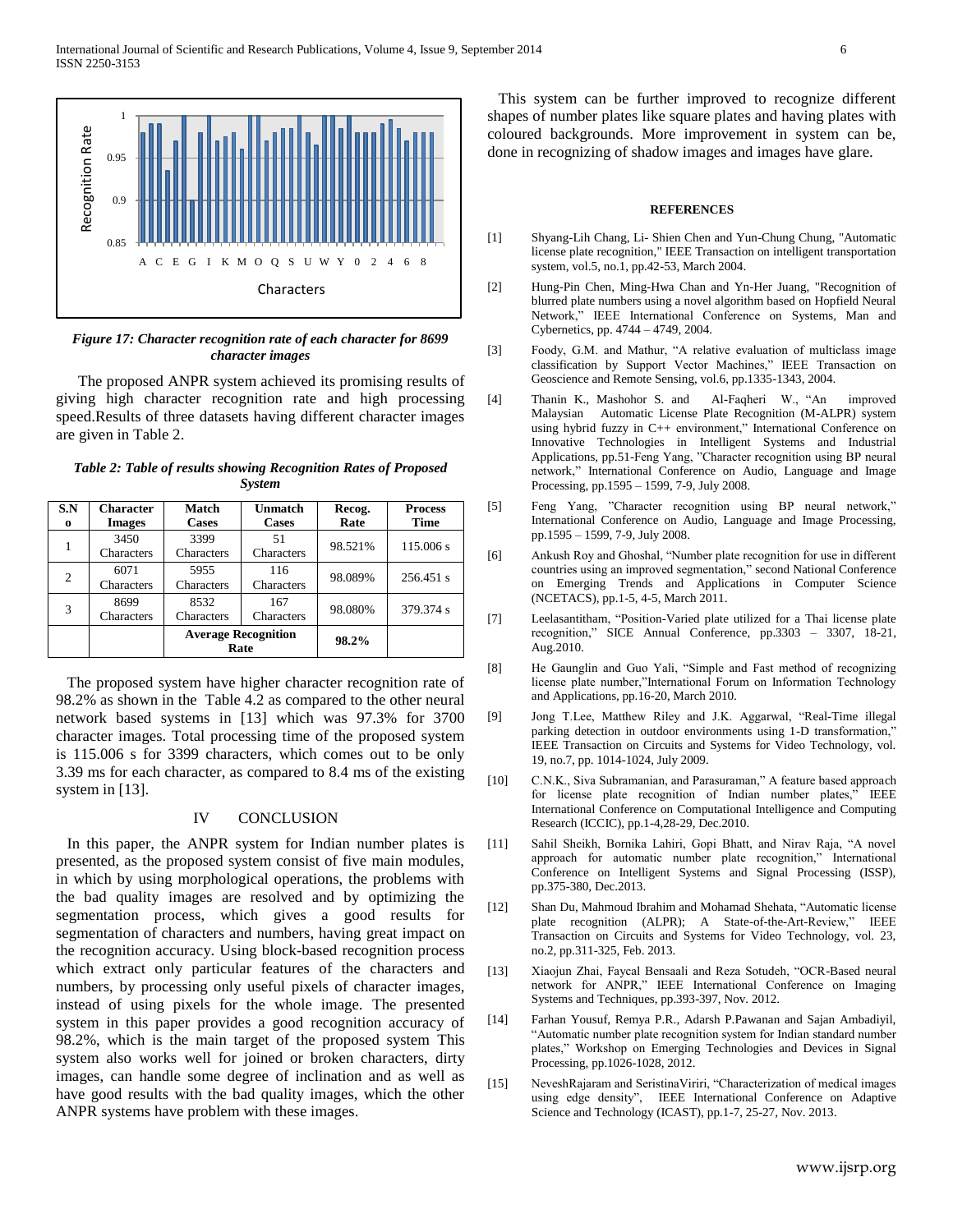*Figure 17: Character recognition rate of each character for 8699 character images*

The proposed ANPR system achieved its promising results of giving high character recognition rate and high processing speed.Results of three datasets having different character images are given in Table 2.

*Table 2: Table of results showing Recognition Rates of Proposed System*

| S.No | Character Images | Match Cases | Unmatch Cases | Recog. Rate | Process Time |
|---|---|---|---|---|---|
| 1 | 3450 Characters | 3399 Characters | 51 Characters | 98.521% | 115.006 s |
| 2 | 6071 Characters | 5955 Characters | 116 Characters | 98.089% | 256.451 s |
| 3 | 8699 Characters | 8532 Characters | 167 Characters | 98.080% | 379.374 s |
| | | **Average Recognition Rate** | | **98.2%** | |

The proposed system have higher character recognition rate of 98.2% as shown in the Table 4.2 as compared to the other neural network based systems in [13] which was 97.3% for 3700 character images. Total processing time of the proposed system is 115.006 s for 3399 characters, which comes out to be only 3.39 ms for each character, as compared to 8.4 ms of the existing system in [13].

## IV CONCLUSION

In this paper, the ANPR system for Indian number plates is presented, as the proposed system consist of five main modules, in which by using morphological operations, the problems with the bad quality images are resolved and by optimizing the segmentation process, which gives a good results for segmentation of characters and numbers, having great impact on the recognition accuracy. Using block-based recognition process which extract only particular features of the characters and numbers, by processing only useful pixels of character images, instead of using pixels for the whole image. The presented system in this paper provides a good recognition accuracy of 98.2%, which is the main target of the proposed system This system also works well for joined or broken characters, dirty images, can handle some degree of inclination and as well as have good results with the bad quality images, which the other ANPR systems have problem with these images.

This system can be further improved to recognize different shapes of number plates like square plates and having plates with coloured backgrounds. More improvement in system can be, done in recognizing of shadow images and images have glare.

## REFERENCES

[1] Shyang-Lih Chang, Li- Shien Chen and Yun-Chung Chung, "Automatic license plate recognition," IEEE Transaction on intelligent transportation system, vol.5, no.1, pp.42-53, March 2004.

[2] Hung-Pin Chen, Ming-Hwa Chan and Yn-Her Juang, "Recognition of blurred plate numbers using a novel algorithm based on Hopfield Neural Network," IEEE International Conference on Systems, Man and Cybernetics, pp. 4744 – 4749, 2004.

[3] Foody, G.M. and Mathur, "A relative evaluation of multiclass image classification by Support Vector Machines," IEEE Transaction on Geoscience and Remote Sensing, vol.6, pp.1335-1343, 2004.

[4] Thanin K., Mashohor S. and Al-Faqheri W., "An improved Malaysian Automatic License Plate Recognition (M-ALPR) system using hybrid fuzzy in C++ environment," International Conference on Innovative Technologies in Intelligent Systems and Industrial Applications, pp.51-Feng Yang, "Character recognition using BP neural network," International Conference on Audio, Language and Image Processing, pp.1595 – 1599, 7-9, July 2008.

[5] Feng Yang, "Character recognition using BP neural network," International Conference on Audio, Language and Image Processing, pp.1595 – 1599, 7-9, July 2008.

[6] Ankush Roy and Ghoshal, "Number plate recognition for use in different countries using an improved segmentation," second National Conference on Emerging Trends and Applications in Computer Science (NCETACS), pp.1-5, 4-5, March 2011.

[7] Leelasantitham, "Position-Varied plate utilized for a Thai license plate recognition," SICE Annual Conference, pp.3303 – 3307, 18-21, Aug.2010.

[8] He Gaunglin and Guo Yali, "Simple and Fast method of recognizing license plate number,"International Forum on Information Technology and Applications, pp.16-20, March 2010.

[9] Jong T.Lee, Matthew Riley and J.K. Aggarwal, "Real-Time illegal parking detection in outdoor environments using 1-D transformation," IEEE Transaction on Circuits and Systems for Video Technology, vol. 19, no.7, pp. 1014-1024, July 2009.

[10] C.N.K., Siva Subramanian, and Parasuraman," A feature based approach for license plate recognition of Indian number plates," IEEE International Conference on Computational Intelligence and Computing Research (ICCIC), pp.1-4,28-29, Dec.2010.

[11] Sahil Sheikh, Bornika Lahiri, Gopi Bhatt, and Nirav Raja, "A novel approach for automatic number plate recognition," International Conference on Intelligent Systems and Signal Processing (ISSP), pp.375-380, Dec.2013.

[12] Shan Du, Mahmoud Ibrahim and Mohamad Shehata, "Automatic license plate recognition (ALPR); A State-of-the-Art-Review," IEEE Transaction on Circuits and Systems for Video Technology, vol. 23, no.2, pp.311-325, Feb. 2013.

[13] Xiaojun Zhai, Faycal Bensaali and Reza Sotudeh, "OCR-Based neural network for ANPR," IEEE International Conference on Imaging Systems and Techniques, pp.393-397, Nov. 2012.

[14] Farhan Yousuf, Remya P.R., Adarsh P.Pawanan and Sajan Ambadiyil, "Automatic number plate recognition system for Indian standard number plates," Workshop on Emerging Technologies and Devices in Signal Processing, pp.1026-1028, 2012.

[15] NeveshRajaram and SeristinaViriri, "Characterization of medical images using edge density", IEEE International Conference on Adaptive Science and Technology (ICAST), pp.1-7, 25-27, Nov. 2013.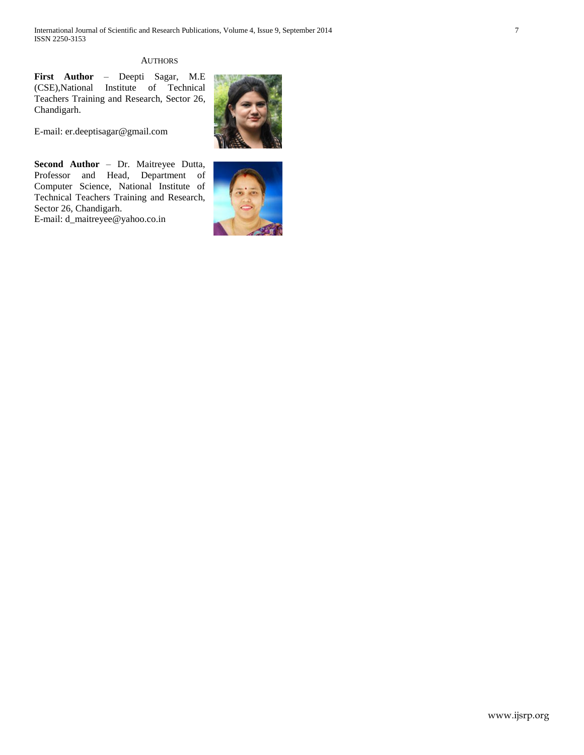## AUTHORS

**First Author** – Deepti Sagar, M.E (CSE),National Institute of Technical Teachers Training and Research, Sector 26, Chandigarh.

E-mail: er.deeptisagar@gmail.com

**Second Author** – Dr. Maitreyee Dutta, Professor and Head, Department of Computer Science, National Institute of Technical Teachers Training and Research, Sector 26, Chandigarh.
E-mail: d_maitreyee@yahoo.co.in